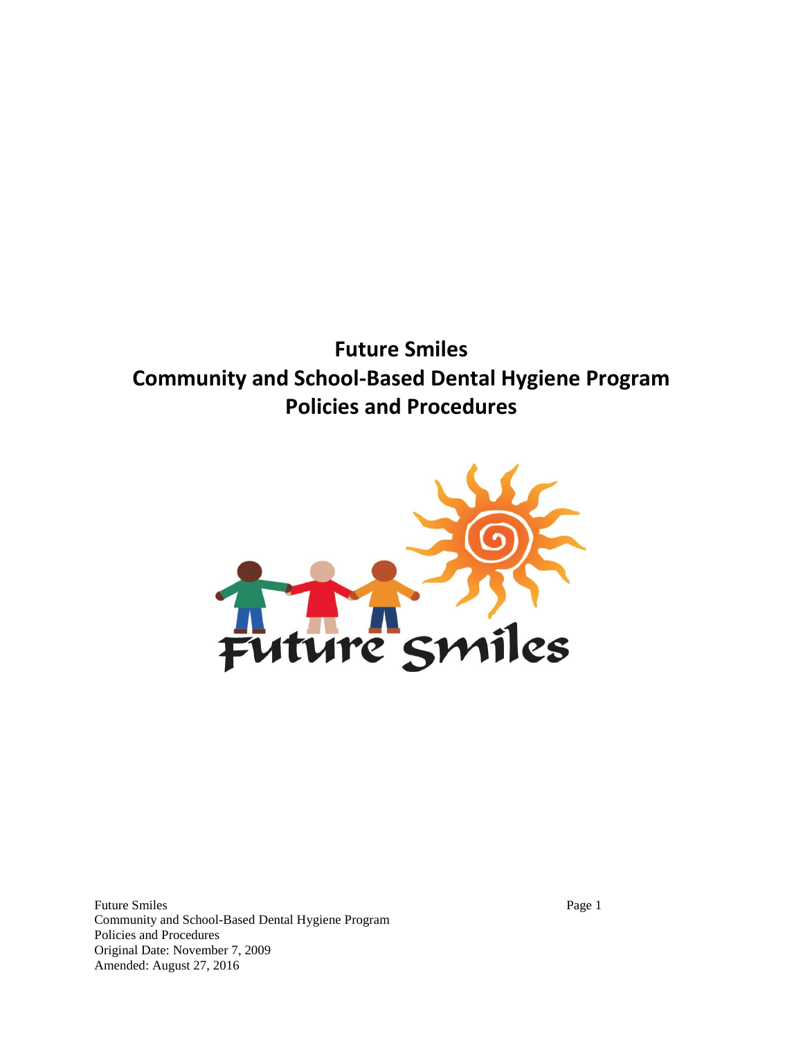# Future Smiles
# Community and School-Based Dental Hygiene Program
# Policies and Procedures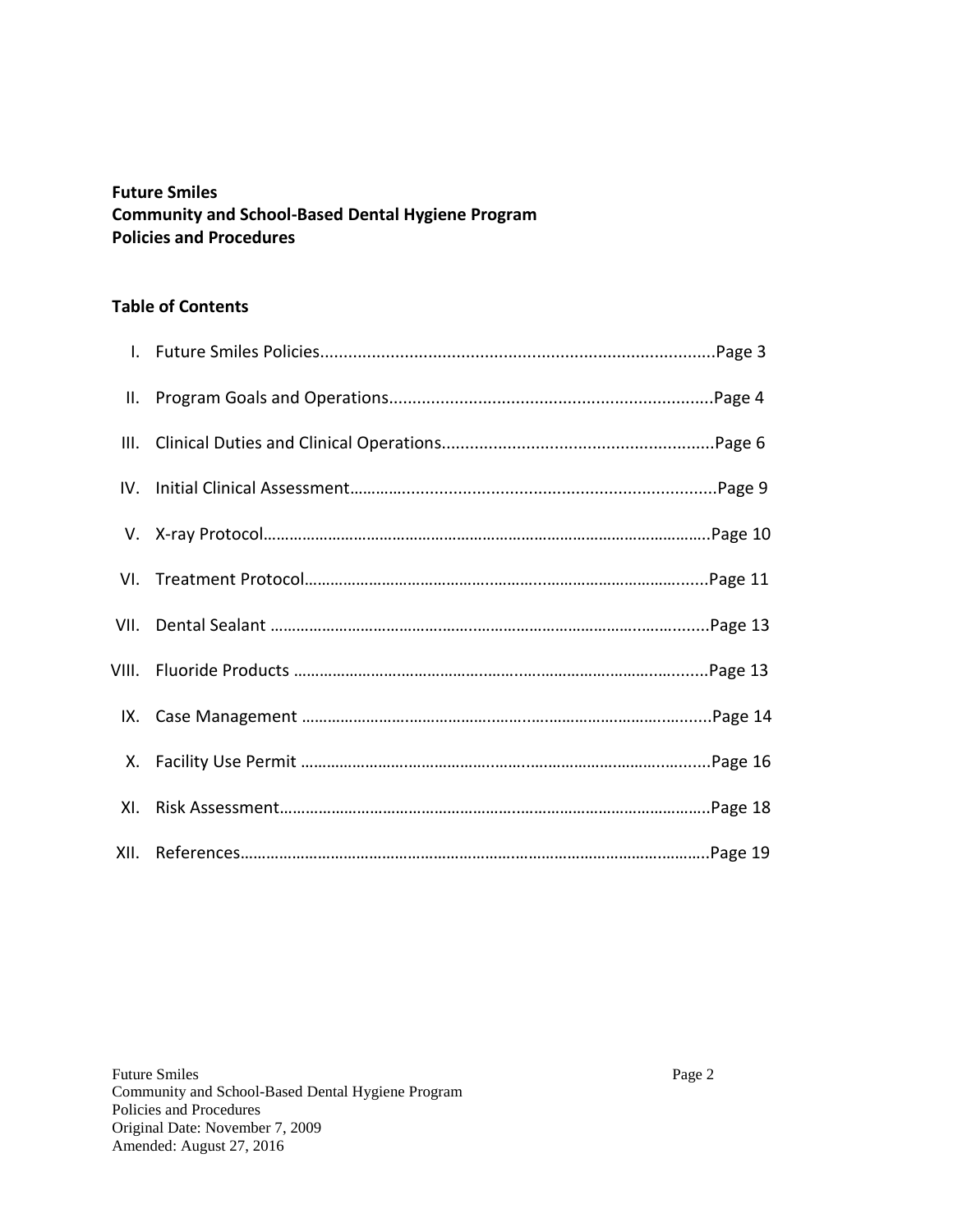**Future Smiles**
**Community and School-Based Dental Hygiene Program**
**Policies and Procedures**

**Table of Contents**

I. Future Smiles Policies........................................................................................Page 3

II. Program Goals and Operations.......................................................................Page 4

III. Clinical Duties and Clinical Operations..........................................................Page 6

IV. Initial Clinical Assessment.............................................................................Page 9

V. X-ray Protocol.................................................................................................Page 10

VI. Treatment Protocol........................................................................................Page 11

VII. Dental Sealant ..............................................................................................Page 13

VIII. Fluoride Products .........................................................................................Page 13

IX. Case Management .........................................................................................Page 14

X. Facility Use Permit ..........................................................................................Page 16

XI. Risk Assessment.............................................................................................Page 18

XII. References......................................................................................................Page 19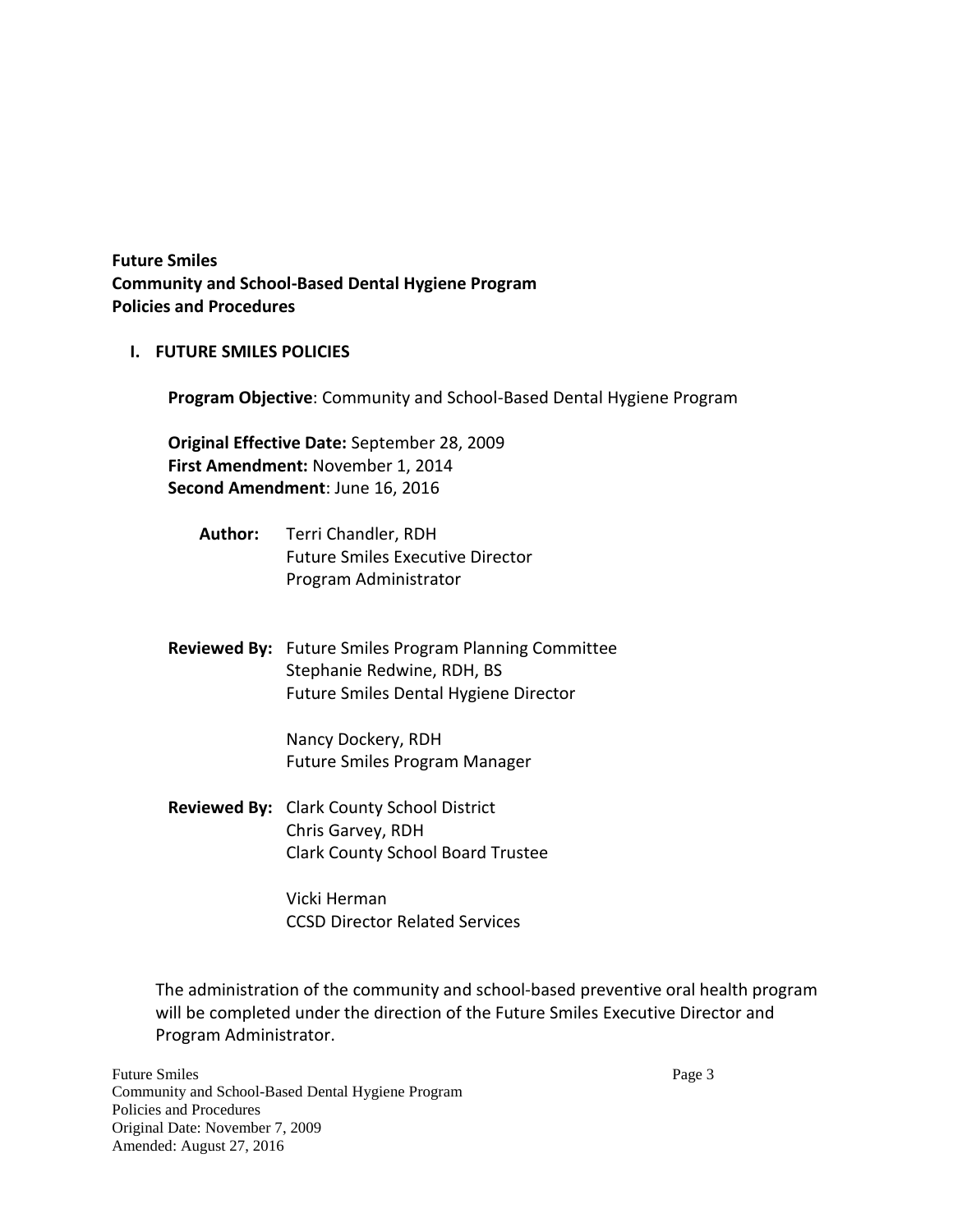**Future Smiles**
**Community and School-Based Dental Hygiene Program**
**Policies and Procedures**

## I. FUTURE SMILES POLICIES

**Program Objective**: Community and School-Based Dental Hygiene Program

**Original Effective Date:** September 28, 2009
**First Amendment:** November 1, 2014
**Second Amendment**: June 16, 2016

**Author:** Terri Chandler, RDH
Future Smiles Executive Director
Program Administrator

**Reviewed By:** Future Smiles Program Planning Committee
Stephanie Redwine, RDH, BS
Future Smiles Dental Hygiene Director

Nancy Dockery, RDH
Future Smiles Program Manager

**Reviewed By:** Clark County School District
Chris Garvey, RDH
Clark County School Board Trustee

Vicki Herman
CCSD Director Related Services

The administration of the community and school-based preventive oral health program will be completed under the direction of the Future Smiles Executive Director and Program Administrator.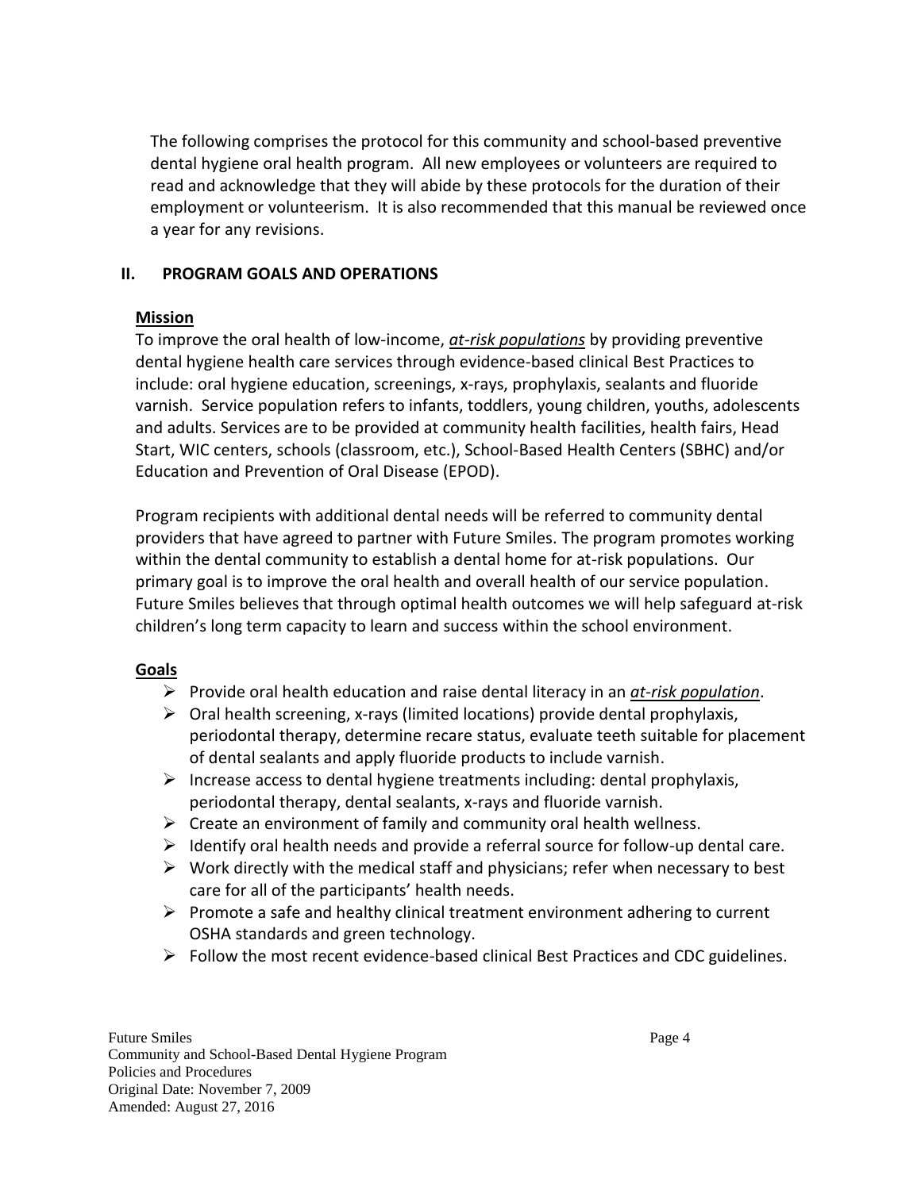The following comprises the protocol for this community and school-based preventive dental hygiene oral health program. All new employees or volunteers are required to read and acknowledge that they will abide by these protocols for the duration of their employment or volunteerism. It is also recommended that this manual be reviewed once a year for any revisions.

## II. PROGRAM GOALS AND OPERATIONS

### Mission

To improve the oral health of low-income, *at-risk populations* by providing preventive dental hygiene health care services through evidence-based clinical Best Practices to include: oral hygiene education, screenings, x-rays, prophylaxis, sealants and fluoride varnish. Service population refers to infants, toddlers, young children, youths, adolescents and adults. Services are to be provided at community health facilities, health fairs, Head Start, WIC centers, schools (classroom, etc.), School-Based Health Centers (SBHC) and/or Education and Prevention of Oral Disease (EPOD).

Program recipients with additional dental needs will be referred to community dental providers that have agreed to partner with Future Smiles. The program promotes working within the dental community to establish a dental home for at-risk populations. Our primary goal is to improve the oral health and overall health of our service population. Future Smiles believes that through optimal health outcomes we will help safeguard at-risk children's long term capacity to learn and success within the school environment.

### Goals

- Provide oral health education and raise dental literacy in an *at-risk population*.
- Oral health screening, x-rays (limited locations) provide dental prophylaxis, periodontal therapy, determine recare status, evaluate teeth suitable for placement of dental sealants and apply fluoride products to include varnish.
- Increase access to dental hygiene treatments including: dental prophylaxis, periodontal therapy, dental sealants, x-rays and fluoride varnish.
- Create an environment of family and community oral health wellness.
- Identify oral health needs and provide a referral source for follow-up dental care.
- Work directly with the medical staff and physicians; refer when necessary to best care for all of the participants' health needs.
- Promote a safe and healthy clinical treatment environment adhering to current OSHA standards and green technology.
- Follow the most recent evidence-based clinical Best Practices and CDC guidelines.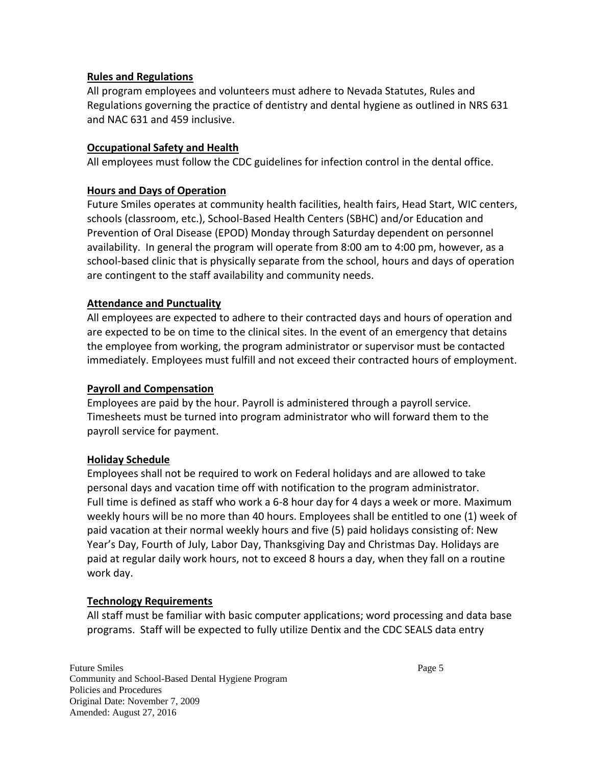**Rules and Regulations**

All program employees and volunteers must adhere to Nevada Statutes, Rules and Regulations governing the practice of dentistry and dental hygiene as outlined in NRS 631 and NAC 631 and 459 inclusive.

**Occupational Safety and Health**

All employees must follow the CDC guidelines for infection control in the dental office.

**Hours and Days of Operation**

Future Smiles operates at community health facilities, health fairs, Head Start, WIC centers, schools (classroom, etc.), School-Based Health Centers (SBHC) and/or Education and Prevention of Oral Disease (EPOD) Monday through Saturday dependent on personnel availability. In general the program will operate from 8:00 am to 4:00 pm, however, as a school-based clinic that is physically separate from the school, hours and days of operation are contingent to the staff availability and community needs.

**Attendance and Punctuality**

All employees are expected to adhere to their contracted days and hours of operation and are expected to be on time to the clinical sites. In the event of an emergency that detains the employee from working, the program administrator or supervisor must be contacted immediately. Employees must fulfill and not exceed their contracted hours of employment.

**Payroll and Compensation**

Employees are paid by the hour. Payroll is administered through a payroll service. Timesheets must be turned into program administrator who will forward them to the payroll service for payment.

**Holiday Schedule**

Employees shall not be required to work on Federal holidays and are allowed to take personal days and vacation time off with notification to the program administrator. Full time is defined as staff who work a 6-8 hour day for 4 days a week or more. Maximum weekly hours will be no more than 40 hours. Employees shall be entitled to one (1) week of paid vacation at their normal weekly hours and five (5) paid holidays consisting of: New Year's Day, Fourth of July, Labor Day, Thanksgiving Day and Christmas Day. Holidays are paid at regular daily work hours, not to exceed 8 hours a day, when they fall on a routine work day.

**Technology Requirements**

All staff must be familiar with basic computer applications; word processing and data base programs. Staff will be expected to fully utilize Dentix and the CDC SEALS data entry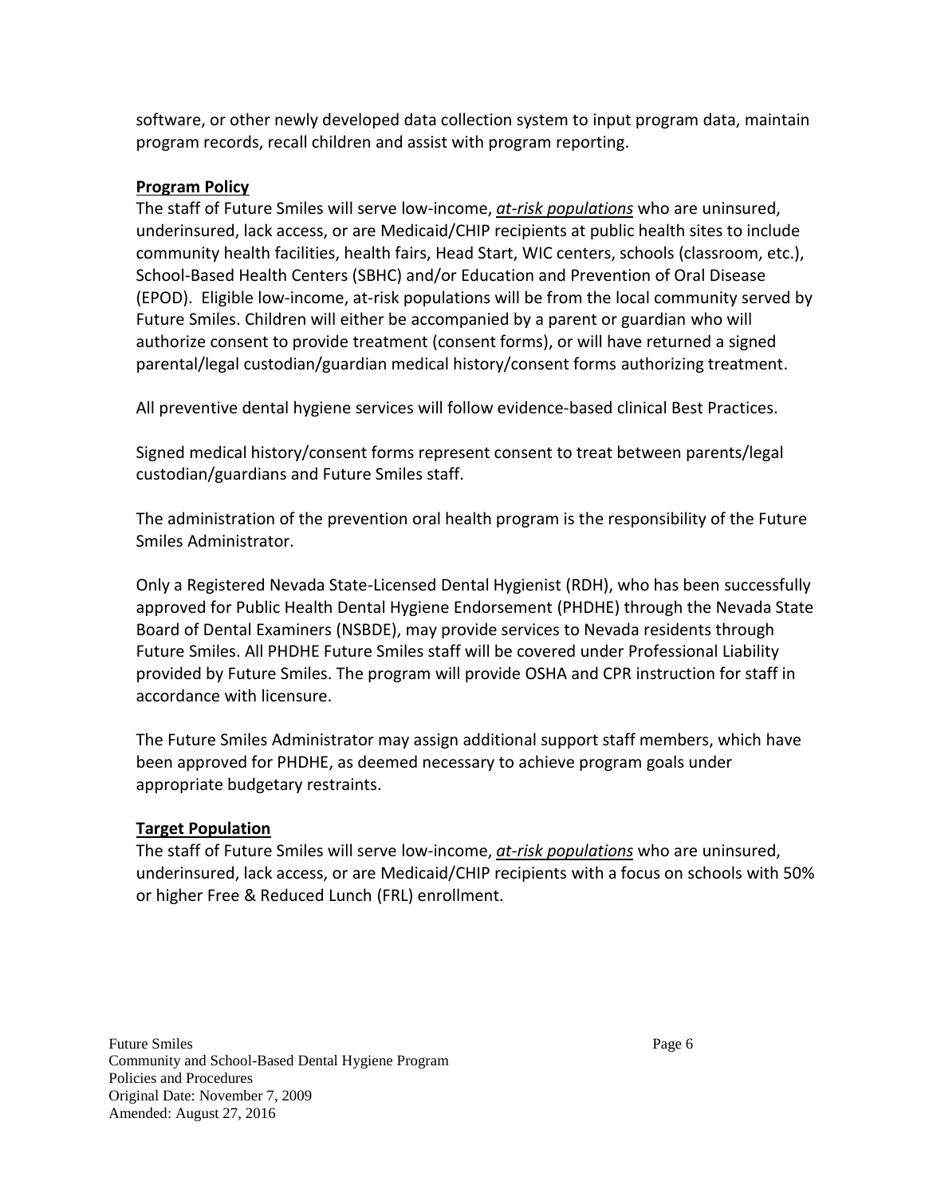software, or other newly developed data collection system to input program data, maintain program records, recall children and assist with program reporting.

**Program Policy**

The staff of Future Smiles will serve low-income, ***at-risk populations*** who are uninsured, underinsured, lack access, or are Medicaid/CHIP recipients at public health sites to include community health facilities, health fairs, Head Start, WIC centers, schools (classroom, etc.), School-Based Health Centers (SBHC) and/or Education and Prevention of Oral Disease (EPOD). Eligible low-income, at-risk populations will be from the local community served by Future Smiles. Children will either be accompanied by a parent or guardian who will authorize consent to provide treatment (consent forms), or will have returned a signed parental/legal custodian/guardian medical history/consent forms authorizing treatment.

All preventive dental hygiene services will follow evidence-based clinical Best Practices.

Signed medical history/consent forms represent consent to treat between parents/legal custodian/guardians and Future Smiles staff.

The administration of the prevention oral health program is the responsibility of the Future Smiles Administrator.

Only a Registered Nevada State-Licensed Dental Hygienist (RDH), who has been successfully approved for Public Health Dental Hygiene Endorsement (PHDHE) through the Nevada State Board of Dental Examiners (NSBDE), may provide services to Nevada residents through Future Smiles. All PHDHE Future Smiles staff will be covered under Professional Liability provided by Future Smiles. The program will provide OSHA and CPR instruction for staff in accordance with licensure.

The Future Smiles Administrator may assign additional support staff members, which have been approved for PHDHE, as deemed necessary to achieve program goals under appropriate budgetary restraints.

**Target Population**

The staff of Future Smiles will serve low-income, ***at-risk populations*** who are uninsured, underinsured, lack access, or are Medicaid/CHIP recipients with a focus on schools with 50% or higher Free & Reduced Lunch (FRL) enrollment.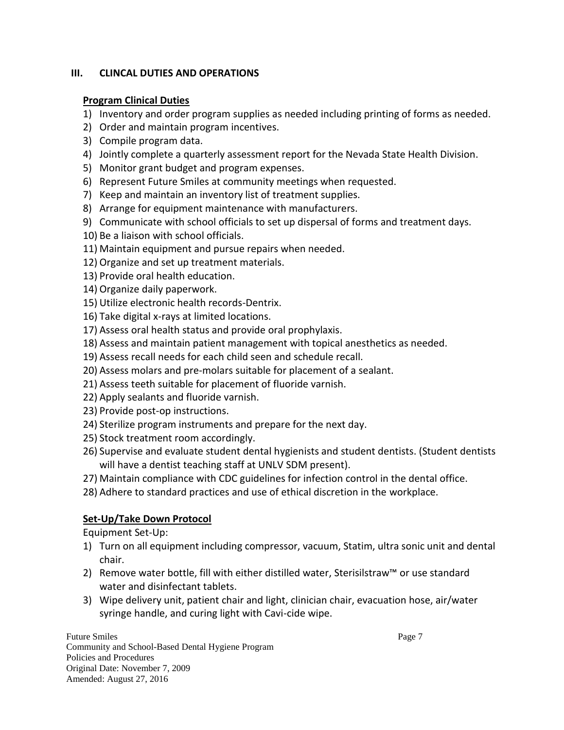## III. CLINCAL DUTIES AND OPERATIONS

### Program Clinical Duties

1) Inventory and order program supplies as needed including printing of forms as needed.
2) Order and maintain program incentives.
3) Compile program data.
4) Jointly complete a quarterly assessment report for the Nevada State Health Division.
5) Monitor grant budget and program expenses.
6) Represent Future Smiles at community meetings when requested.
7) Keep and maintain an inventory list of treatment supplies.
8) Arrange for equipment maintenance with manufacturers.
9) Communicate with school officials to set up dispersal of forms and treatment days.
10) Be a liaison with school officials.
11) Maintain equipment and pursue repairs when needed.
12) Organize and set up treatment materials.
13) Provide oral health education.
14) Organize daily paperwork.
15) Utilize electronic health records-Dentrix.
16) Take digital x-rays at limited locations.
17) Assess oral health status and provide oral prophylaxis.
18) Assess and maintain patient management with topical anesthetics as needed.
19) Assess recall needs for each child seen and schedule recall.
20) Assess molars and pre-molars suitable for placement of a sealant.
21) Assess teeth suitable for placement of fluoride varnish.
22) Apply sealants and fluoride varnish.
23) Provide post-op instructions.
24) Sterilize program instruments and prepare for the next day.
25) Stock treatment room accordingly.
26) Supervise and evaluate student dental hygienists and student dentists. (Student dentists will have a dentist teaching staff at UNLV SDM present).
27) Maintain compliance with CDC guidelines for infection control in the dental office.
28) Adhere to standard practices and use of ethical discretion in the workplace.

### Set-Up/Take Down Protocol

Equipment Set-Up:

1) Turn on all equipment including compressor, vacuum, Statim, ultra sonic unit and dental chair.
2) Remove water bottle, fill with either distilled water, Sterisilstraw™ or use standard water and disinfectant tablets.
3) Wipe delivery unit, patient chair and light, clinician chair, evacuation hose, air/water syringe handle, and curing light with Cavi-cide wipe.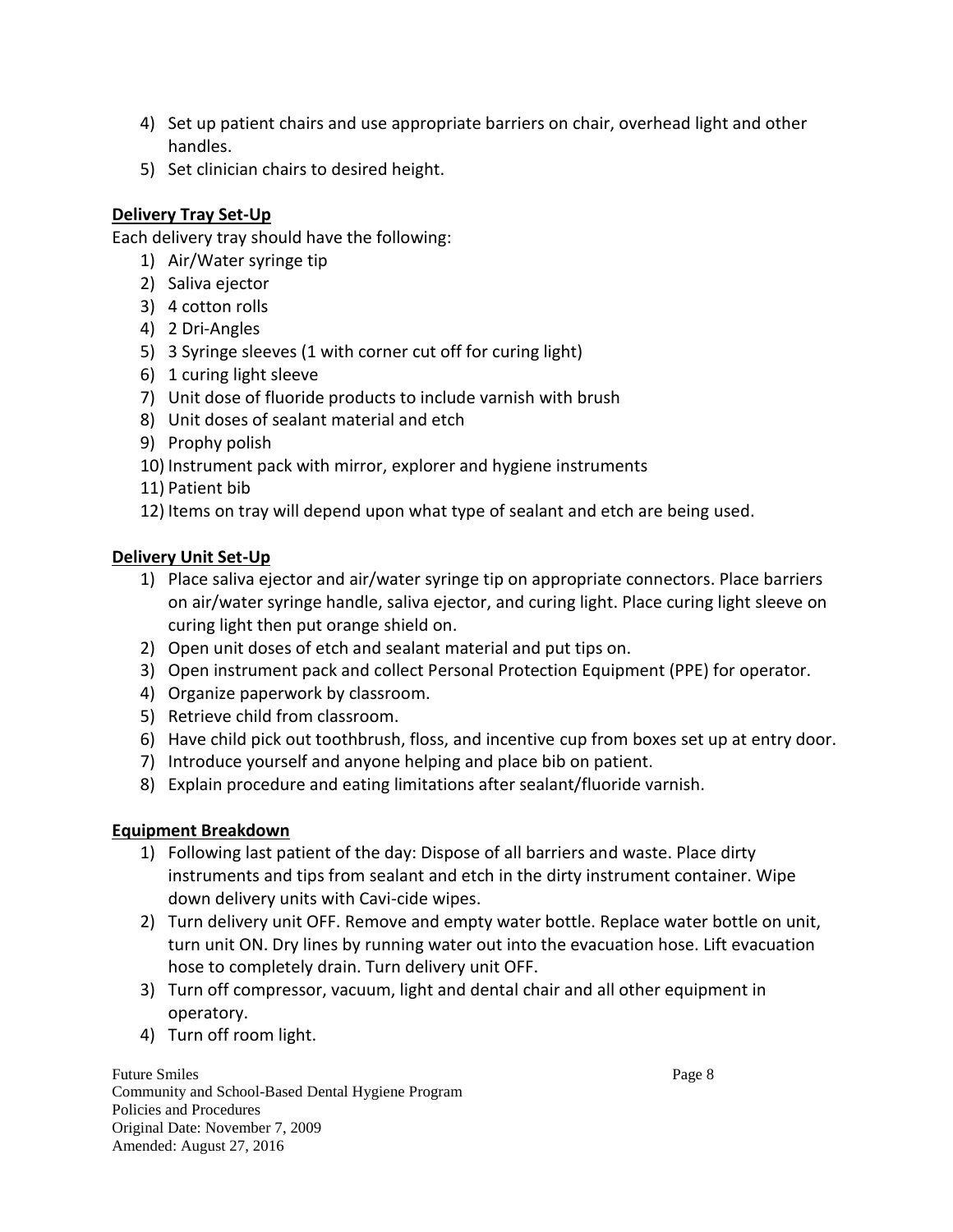4) Set up patient chairs and use appropriate barriers on chair, overhead light and other handles.
5) Set clinician chairs to desired height.

**Delivery Tray Set-Up**

Each delivery tray should have the following:

1) Air/Water syringe tip
2) Saliva ejector
3) 4 cotton rolls
4) 2 Dri-Angles
5) 3 Syringe sleeves (1 with corner cut off for curing light)
6) 1 curing light sleeve
7) Unit dose of fluoride products to include varnish with brush
8) Unit doses of sealant material and etch
9) Prophy polish
10) Instrument pack with mirror, explorer and hygiene instruments
11) Patient bib
12) Items on tray will depend upon what type of sealant and etch are being used.

**Delivery Unit Set-Up**

1) Place saliva ejector and air/water syringe tip on appropriate connectors. Place barriers on air/water syringe handle, saliva ejector, and curing light. Place curing light sleeve on curing light then put orange shield on.
2) Open unit doses of etch and sealant material and put tips on.
3) Open instrument pack and collect Personal Protection Equipment (PPE) for operator.
4) Organize paperwork by classroom.
5) Retrieve child from classroom.
6) Have child pick out toothbrush, floss, and incentive cup from boxes set up at entry door.
7) Introduce yourself and anyone helping and place bib on patient.
8) Explain procedure and eating limitations after sealant/fluoride varnish.

**Equipment Breakdown**

1) Following last patient of the day: Dispose of all barriers and waste. Place dirty instruments and tips from sealant and etch in the dirty instrument container. Wipe down delivery units with Cavi-cide wipes.
2) Turn delivery unit OFF. Remove and empty water bottle. Replace water bottle on unit, turn unit ON. Dry lines by running water out into the evacuation hose. Lift evacuation hose to completely drain. Turn delivery unit OFF.
3) Turn off compressor, vacuum, light and dental chair and all other equipment in operatory.
4) Turn off room light.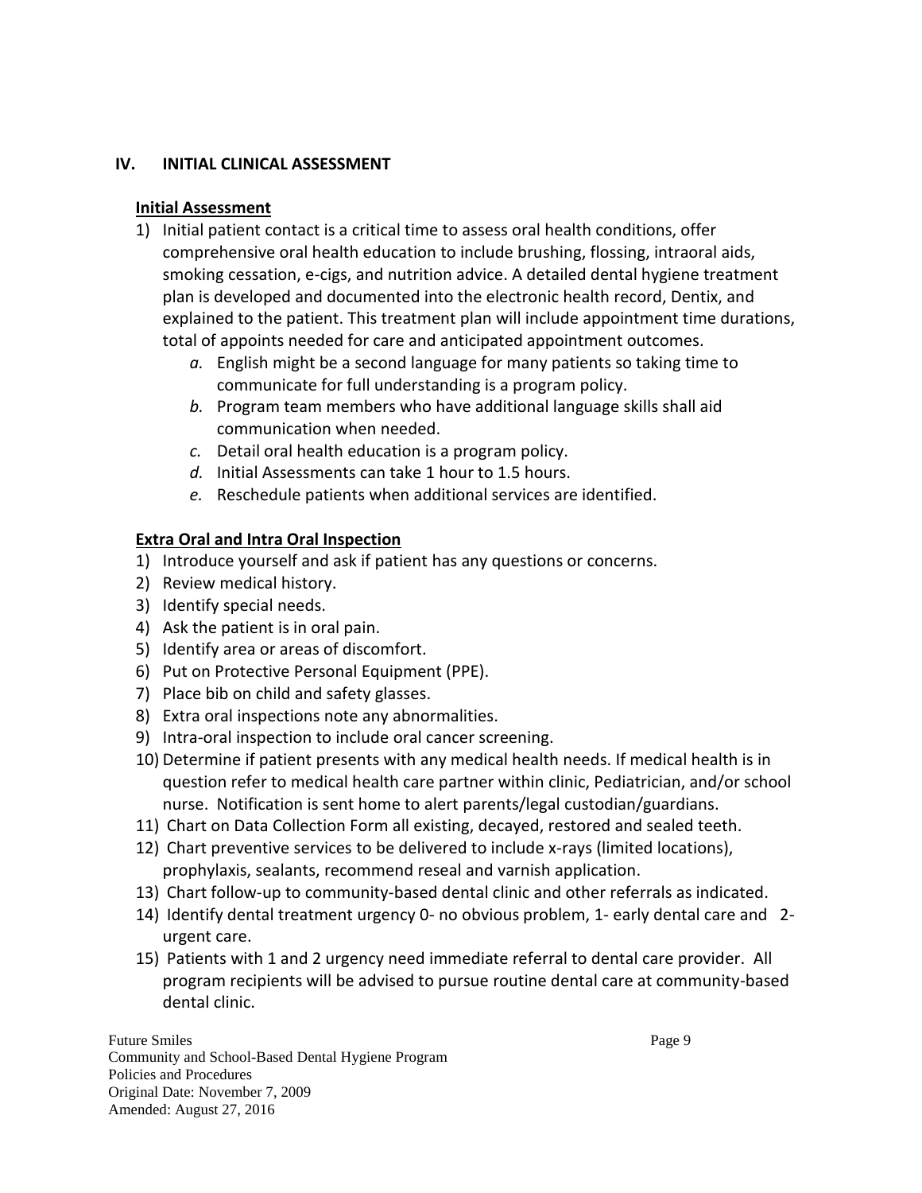## IV. INITIAL CLINICAL ASSESSMENT

**Initial Assessment**

1) Initial patient contact is a critical time to assess oral health conditions, offer comprehensive oral health education to include brushing, flossing, intraoral aids, smoking cessation, e-cigs, and nutrition advice. A detailed dental hygiene treatment plan is developed and documented into the electronic health record, Dentix, and explained to the patient. This treatment plan will include appointment time durations, total of appoints needed for care and anticipated appointment outcomes.
   a. English might be a second language for many patients so taking time to communicate for full understanding is a program policy.
   b. Program team members who have additional language skills shall aid communication when needed.
   c. Detail oral health education is a program policy.
   d. Initial Assessments can take 1 hour to 1.5 hours.
   e. Reschedule patients when additional services are identified.

**Extra Oral and Intra Oral Inspection**

1) Introduce yourself and ask if patient has any questions or concerns.
2) Review medical history.
3) Identify special needs.
4) Ask the patient is in oral pain.
5) Identify area or areas of discomfort.
6) Put on Protective Personal Equipment (PPE).
7) Place bib on child and safety glasses.
8) Extra oral inspections note any abnormalities.
9) Intra-oral inspection to include oral cancer screening.
10) Determine if patient presents with any medical health needs. If medical health is in question refer to medical health care partner within clinic, Pediatrician, and/or school nurse. Notification is sent home to alert parents/legal custodian/guardians.
11) Chart on Data Collection Form all existing, decayed, restored and sealed teeth.
12) Chart preventive services to be delivered to include x-rays (limited locations), prophylaxis, sealants, recommend reseal and varnish application.
13) Chart follow-up to community-based dental clinic and other referrals as indicated.
14) Identify dental treatment urgency 0- no obvious problem, 1- early dental care and 2- urgent care.
15) Patients with 1 and 2 urgency need immediate referral to dental care provider. All program recipients will be advised to pursue routine dental care at community-based dental clinic.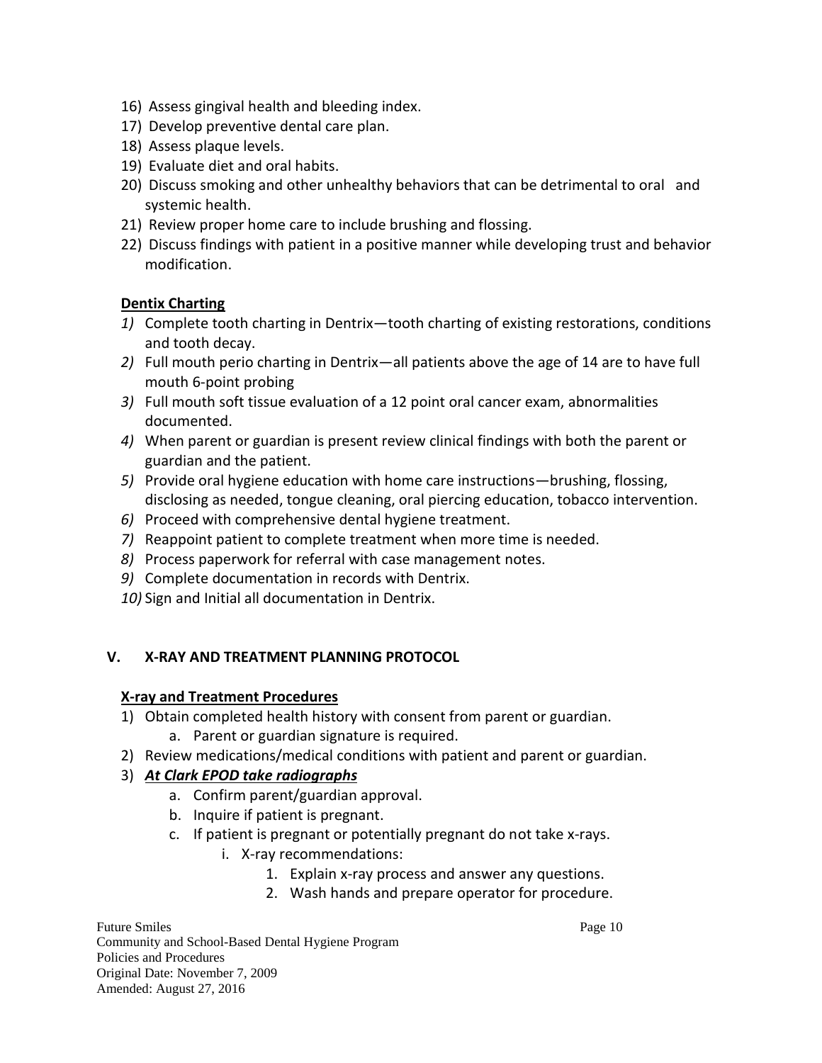16) Assess gingival health and bleeding index.
17) Develop preventive dental care plan.
18) Assess plaque levels.
19) Evaluate diet and oral habits.
20) Discuss smoking and other unhealthy behaviors that can be detrimental to oral and systemic health.
21) Review proper home care to include brushing and flossing.
22) Discuss findings with patient in a positive manner while developing trust and behavior modification.

**Dentix Charting**

*1)* Complete tooth charting in Dentrix—tooth charting of existing restorations, conditions and tooth decay.
*2)* Full mouth perio charting in Dentrix—all patients above the age of 14 are to have full mouth 6-point probing
*3)* Full mouth soft tissue evaluation of a 12 point oral cancer exam, abnormalities documented.
*4)* When parent or guardian is present review clinical findings with both the parent or guardian and the patient.
*5)* Provide oral hygiene education with home care instructions—brushing, flossing, disclosing as needed, tongue cleaning, oral piercing education, tobacco intervention.
*6)* Proceed with comprehensive dental hygiene treatment.
*7)* Reappoint patient to complete treatment when more time is needed.
*8)* Process paperwork for referral with case management notes.
*9)* Complete documentation in records with Dentrix.
*10)* Sign and Initial all documentation in Dentrix.

## V. X-RAY AND TREATMENT PLANNING PROTOCOL

**X-ray and Treatment Procedures**

1) Obtain completed health history with consent from parent or guardian.
    a. Parent or guardian signature is required.
2) Review medications/medical conditions with patient and parent or guardian.
3) ***At Clark EPOD take radiographs***
    a. Confirm parent/guardian approval.
    b. Inquire if patient is pregnant.
    c. If patient is pregnant or potentially pregnant do not take x-rays.
        i. X-ray recommendations:
            1. Explain x-ray process and answer any questions.
            2. Wash hands and prepare operator for procedure.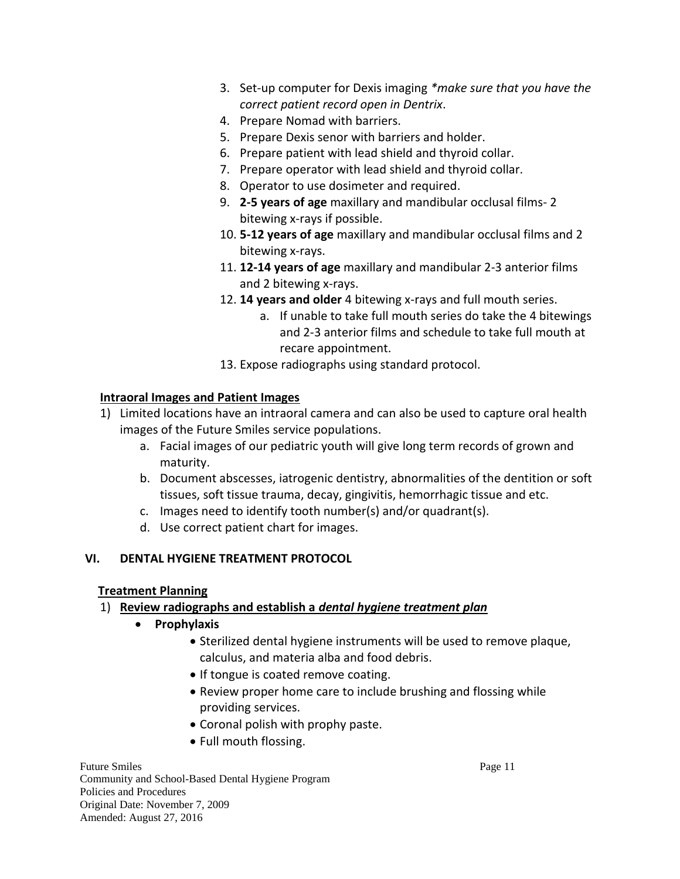3. Set-up computer for Dexis imaging *\*make sure that you have the correct patient record open in Dentrix*.
4. Prepare Nomad with barriers.
5. Prepare Dexis senor with barriers and holder.
6. Prepare patient with lead shield and thyroid collar.
7. Prepare operator with lead shield and thyroid collar.
8. Operator to use dosimeter and required.
9. **2-5 years of age** maxillary and mandibular occlusal films- 2 bitewing x-rays if possible.
10. **5-12 years of age** maxillary and mandibular occlusal films and 2 bitewing x-rays.
11. **12-14 years of age** maxillary and mandibular 2-3 anterior films and 2 bitewing x-rays.
12. **14 years and older** 4 bitewing x-rays and full mouth series.
    a. If unable to take full mouth series do take the 4 bitewings and 2-3 anterior films and schedule to take full mouth at recare appointment.
13. Expose radiographs using standard protocol.

<u>**Intraoral Images and Patient Images**</u>

1) Limited locations have an intraoral camera and can also be used to capture oral health images of the Future Smiles service populations.
    a. Facial images of our pediatric youth will give long term records of grown and maturity.
    b. Document abscesses, iatrogenic dentistry, abnormalities of the dentition or soft tissues, soft tissue trauma, decay, gingivitis, hemorrhagic tissue and etc.
    c. Images need to identify tooth number(s) and/or quadrant(s).
    d. Use correct patient chart for images.

## VI. DENTAL HYGIENE TREATMENT PROTOCOL

<u>**Treatment Planning**</u>

1) <u>**Review radiographs and establish a *dental hygiene treatment plan***</u>
    - **Prophylaxis**
        - Sterilized dental hygiene instruments will be used to remove plaque, calculus, and materia alba and food debris.
        - If tongue is coated remove coating.
        - Review proper home care to include brushing and flossing while providing services.
        - Coronal polish with prophy paste.
        - Full mouth flossing.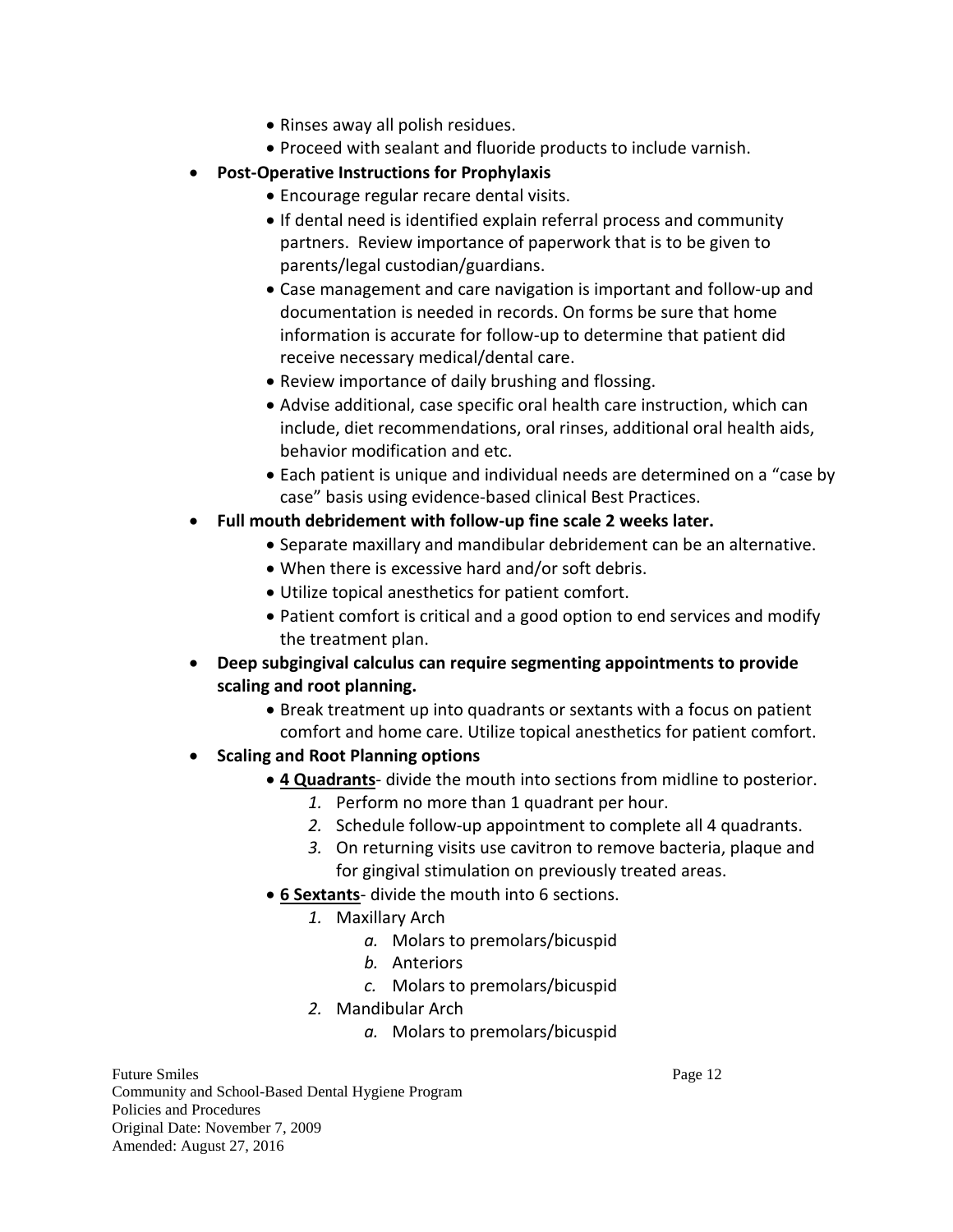- Rinses away all polish residues.
- Proceed with sealant and fluoride products to include varnish.

- **Post-Operative Instructions for Prophylaxis**
  - Encourage regular recare dental visits.
  - If dental need is identified explain referral process and community partners. Review importance of paperwork that is to be given to parents/legal custodian/guardians.
  - Case management and care navigation is important and follow-up and documentation is needed in records. On forms be sure that home information is accurate for follow-up to determine that patient did receive necessary medical/dental care.
  - Review importance of daily brushing and flossing.
  - Advise additional, case specific oral health care instruction, which can include, diet recommendations, oral rinses, additional oral health aids, behavior modification and etc.
  - Each patient is unique and individual needs are determined on a "case by case" basis using evidence-based clinical Best Practices.
- **Full mouth debridement with follow-up fine scale 2 weeks later.**
  - Separate maxillary and mandibular debridement can be an alternative.
  - When there is excessive hard and/or soft debris.
  - Utilize topical anesthetics for patient comfort.
  - Patient comfort is critical and a good option to end services and modify the treatment plan.
- **Deep subgingival calculus can require segmenting appointments to provide scaling and root planning.**
  - Break treatment up into quadrants or sextants with a focus on patient comfort and home care. Utilize topical anesthetics for patient comfort.
- **Scaling and Root Planning options**
  - **4 Quadrants**- divide the mouth into sections from midline to posterior.
    1. Perform no more than 1 quadrant per hour.
    2. Schedule follow-up appointment to complete all 4 quadrants.
    3. On returning visits use cavitron to remove bacteria, plaque and for gingival stimulation on previously treated areas.
  - **6 Sextants**- divide the mouth into 6 sections.
    1. Maxillary Arch
       a. Molars to premolars/bicuspid
       b. Anteriors
       c. Molars to premolars/bicuspid
    2. Mandibular Arch
       a. Molars to premolars/bicuspid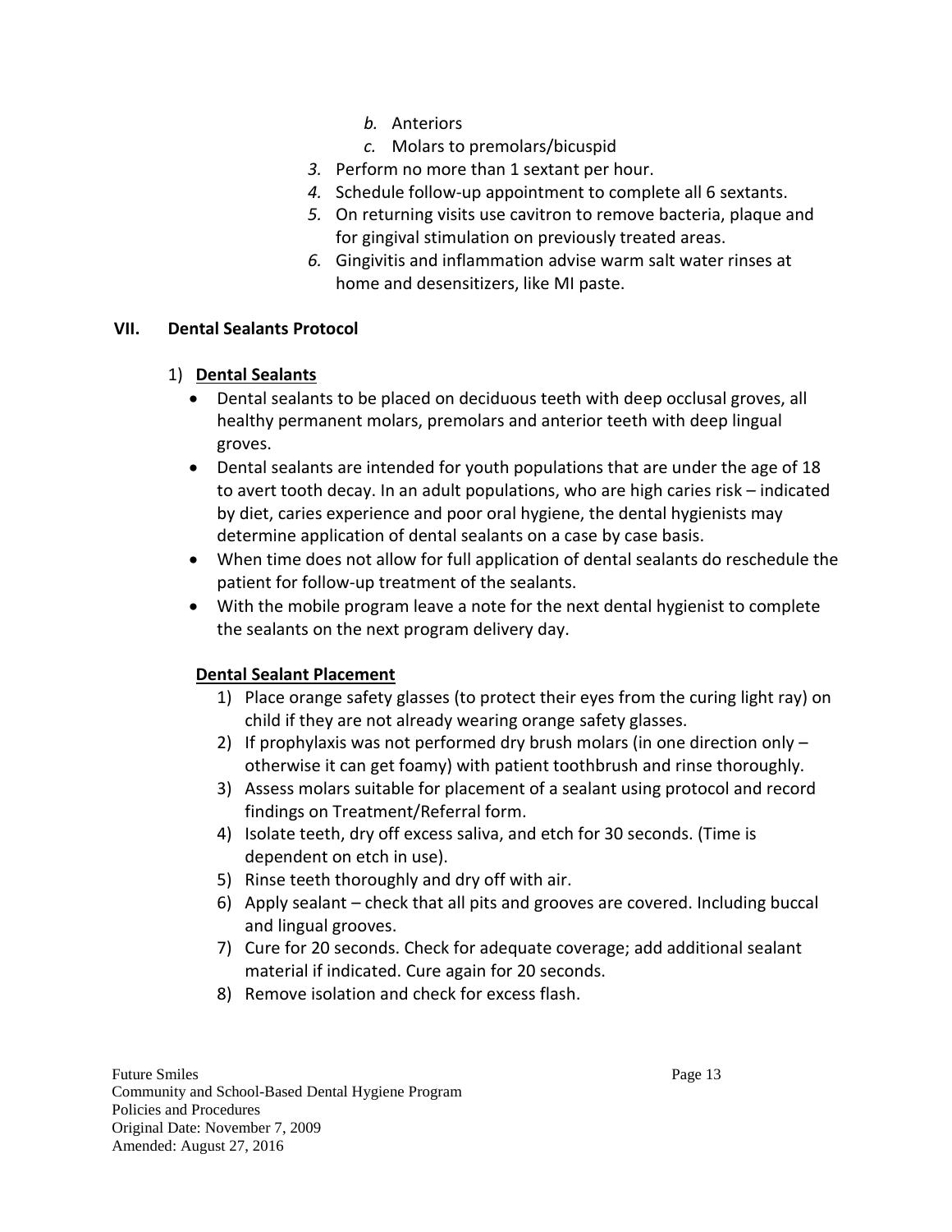b. Anteriors
   c. Molars to premolars/bicuspid
3. Perform no more than 1 sextant per hour.
4. Schedule follow-up appointment to complete all 6 sextants.
5. On returning visits use cavitron to remove bacteria, plaque and for gingival stimulation on previously treated areas.
6. Gingivitis and inflammation advise warm salt water rinses at home and desensitizers, like MI paste.

## VII. Dental Sealants Protocol

1) **<u>Dental Sealants</u>**

- Dental sealants to be placed on deciduous teeth with deep occlusal groves, all healthy permanent molars, premolars and anterior teeth with deep lingual groves.
- Dental sealants are intended for youth populations that are under the age of 18 to avert tooth decay. In an adult populations, who are high caries risk – indicated by diet, caries experience and poor oral hygiene, the dental hygienists may determine application of dental sealants on a case by case basis.
- When time does not allow for full application of dental sealants do reschedule the patient for follow-up treatment of the sealants.
- With the mobile program leave a note for the next dental hygienist to complete the sealants on the next program delivery day.

**<u>Dental Sealant Placement</u>**

1) Place orange safety glasses (to protect their eyes from the curing light ray) on child if they are not already wearing orange safety glasses.
2) If prophylaxis was not performed dry brush molars (in one direction only – otherwise it can get foamy) with patient toothbrush and rinse thoroughly.
3) Assess molars suitable for placement of a sealant using protocol and record findings on Treatment/Referral form.
4) Isolate teeth, dry off excess saliva, and etch for 30 seconds. (Time is dependent on etch in use).
5) Rinse teeth thoroughly and dry off with air.
6) Apply sealant – check that all pits and grooves are covered. Including buccal and lingual grooves.
7) Cure for 20 seconds. Check for adequate coverage; add additional sealant material if indicated. Cure again for 20 seconds.
8) Remove isolation and check for excess flash.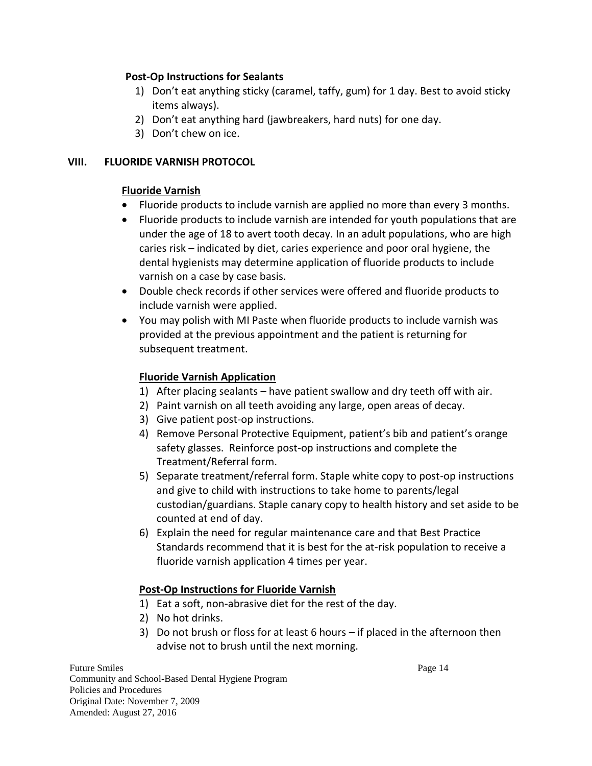**Post-Op Instructions for Sealants**

1) Don't eat anything sticky (caramel, taffy, gum) for 1 day. Best to avoid sticky items always).
2) Don't eat anything hard (jawbreakers, hard nuts) for one day.
3) Don't chew on ice.

## VIII. FLUORIDE VARNISH PROTOCOL

### Fluoride Varnish

- Fluoride products to include varnish are applied no more than every 3 months.
- Fluoride products to include varnish are intended for youth populations that are under the age of 18 to avert tooth decay. In an adult populations, who are high caries risk – indicated by diet, caries experience and poor oral hygiene, the dental hygienists may determine application of fluoride products to include varnish on a case by case basis.
- Double check records if other services were offered and fluoride products to include varnish were applied.
- You may polish with MI Paste when fluoride products to include varnish was provided at the previous appointment and the patient is returning for subsequent treatment.

### Fluoride Varnish Application

1) After placing sealants – have patient swallow and dry teeth off with air.
2) Paint varnish on all teeth avoiding any large, open areas of decay.
3) Give patient post-op instructions.
4) Remove Personal Protective Equipment, patient's bib and patient's orange safety glasses. Reinforce post-op instructions and complete the Treatment/Referral form.
5) Separate treatment/referral form. Staple white copy to post-op instructions and give to child with instructions to take home to parents/legal custodian/guardians. Staple canary copy to health history and set aside to be counted at end of day.
6) Explain the need for regular maintenance care and that Best Practice Standards recommend that it is best for the at-risk population to receive a fluoride varnish application 4 times per year.

### Post-Op Instructions for Fluoride Varnish

1) Eat a soft, non-abrasive diet for the rest of the day.
2) No hot drinks.
3) Do not brush or floss for at least 6 hours – if placed in the afternoon then advise not to brush until the next morning.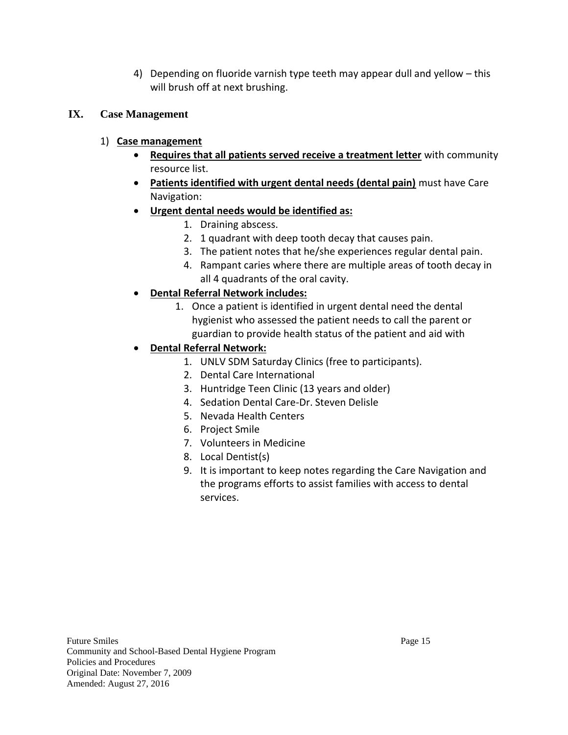4) Depending on fluoride varnish type teeth may appear dull and yellow – this will brush off at next brushing.

## IX. Case Management

1) **Case management**
   - **Requires that all patients served receive a treatment letter** with community resource list.
   - **Patients identified with urgent dental needs (dental pain)** must have Care Navigation:
   - **Urgent dental needs would be identified as:**
     1. Draining abscess.
     2. 1 quadrant with deep tooth decay that causes pain.
     3. The patient notes that he/she experiences regular dental pain.
     4. Rampant caries where there are multiple areas of tooth decay in all 4 quadrants of the oral cavity.
   - **Dental Referral Network includes:**
     1. Once a patient is identified in urgent dental need the dental hygienist who assessed the patient needs to call the parent or guardian to provide health status of the patient and aid with
   - **Dental Referral Network:**
     1. UNLV SDM Saturday Clinics (free to participants).
     2. Dental Care International
     3. Huntridge Teen Clinic (13 years and older)
     4. Sedation Dental Care-Dr. Steven Delisle
     5. Nevada Health Centers
     6. Project Smile
     7. Volunteers in Medicine
     8. Local Dentist(s)
     9. It is important to keep notes regarding the Care Navigation and the programs efforts to assist families with access to dental services.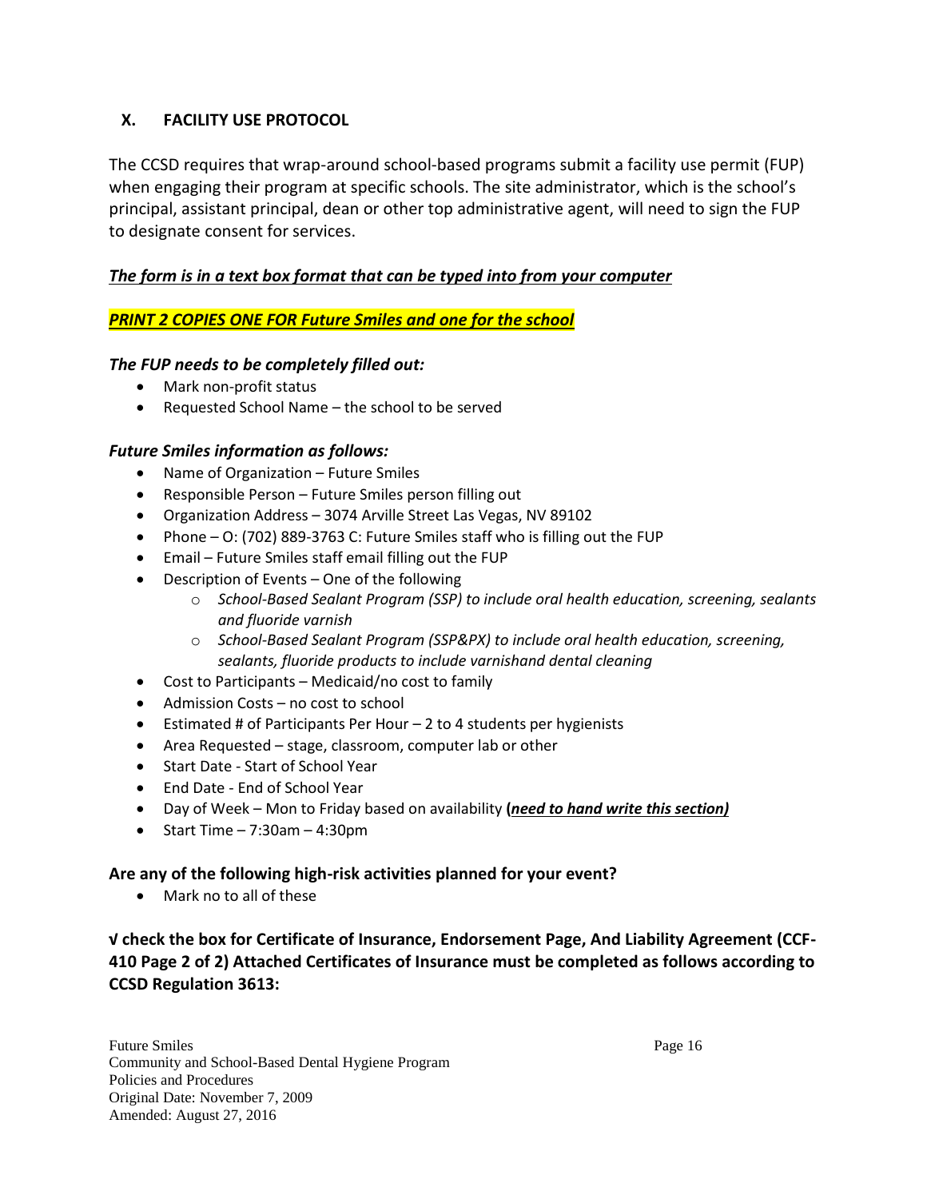## X. FACILITY USE PROTOCOL

The CCSD requires that wrap-around school-based programs submit a facility use permit (FUP) when engaging their program at specific schools. The site administrator, which is the school's principal, assistant principal, dean or other top administrative agent, will need to sign the FUP to designate consent for services.

***The form is in a text box format that can be typed into from your computer***

***PRINT 2 COPIES ONE FOR Future Smiles and one for the school***

***The FUP needs to be completely filled out:***

- Mark non-profit status
- Requested School Name – the school to be served

***Future Smiles information as follows:***

- Name of Organization – Future Smiles
- Responsible Person – Future Smiles person filling out
- Organization Address – 3074 Arville Street Las Vegas, NV 89102
- Phone – O: (702) 889-3763 C: Future Smiles staff who is filling out the FUP
- Email – Future Smiles staff email filling out the FUP
- Description of Events – One of the following
    - *School-Based Sealant Program (SSP) to include oral health education, screening, sealants and fluoride varnish*
    - *School-Based Sealant Program (SSP&PX) to include oral health education, screening, sealants, fluoride products to include varnishand dental cleaning*
- Cost to Participants – Medicaid/no cost to family
- Admission Costs – no cost to school
- Estimated # of Participants Per Hour – 2 to 4 students per hygienists
- Area Requested – stage, classroom, computer lab or other
- Start Date - Start of School Year
- End Date - End of School Year
- Day of Week – Mon to Friday based on availability **(*need to hand write this section)***
- Start Time – 7:30am – 4:30pm

**Are any of the following high-risk activities planned for your event?**

- Mark no to all of these

**√ check the box for Certificate of Insurance, Endorsement Page, And Liability Agreement (CCF-410 Page 2 of 2) Attached Certificates of Insurance must be completed as follows according to CCSD Regulation 3613:**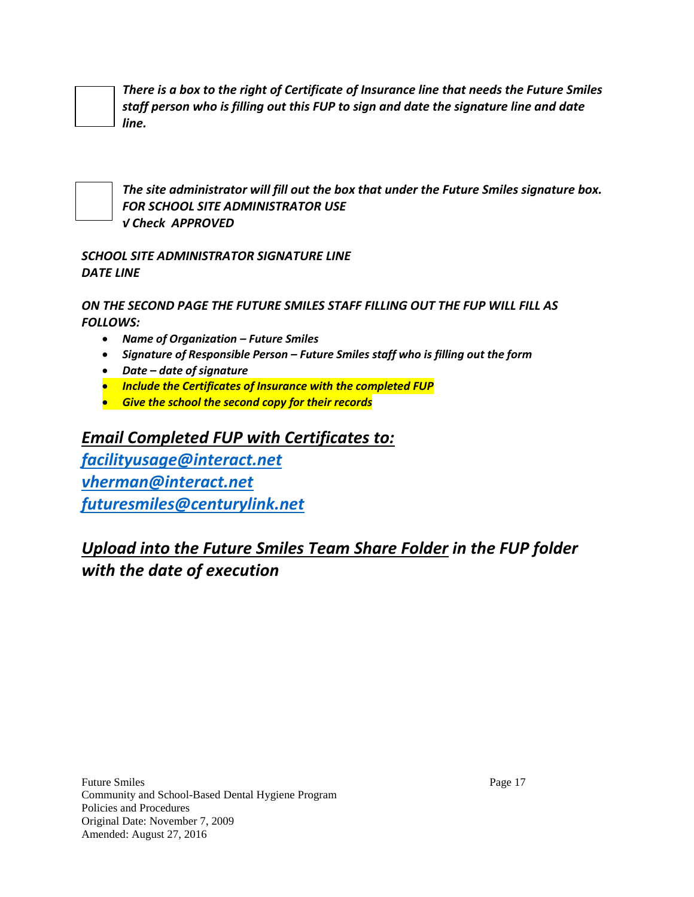☐ ***There is a box to the right of Certificate of Insurance line that needs the Future Smiles staff person who is filling out this FUP to sign and date the signature line and date line.***

☐ ***The site administrator will fill out the box that under the Future Smiles signature box.***
***FOR SCHOOL SITE ADMINISTRATOR USE***
***√ Check APPROVED***

***SCHOOL SITE ADMINISTRATOR SIGNATURE LINE***
***DATE LINE***

***ON THE SECOND PAGE THE FUTURE SMILES STAFF FILLING OUT THE FUP WILL FILL AS FOLLOWS:***

- ***Name of Organization – Future Smiles***
- ***Signature of Responsible Person – Future Smiles staff who is filling out the form***
- ***Date – date of signature***
- ***Include the Certificates of Insurance with the completed FUP***
- ***Give the school the second copy for their records***

## ***Email Completed FUP with Certificates to:***

***facilityusage@interact.net***
***vherman@interact.net***
***futuresmiles@centurylink.net***

## ***Upload into the Future Smiles Team Share Folder in the FUP folder with the date of execution***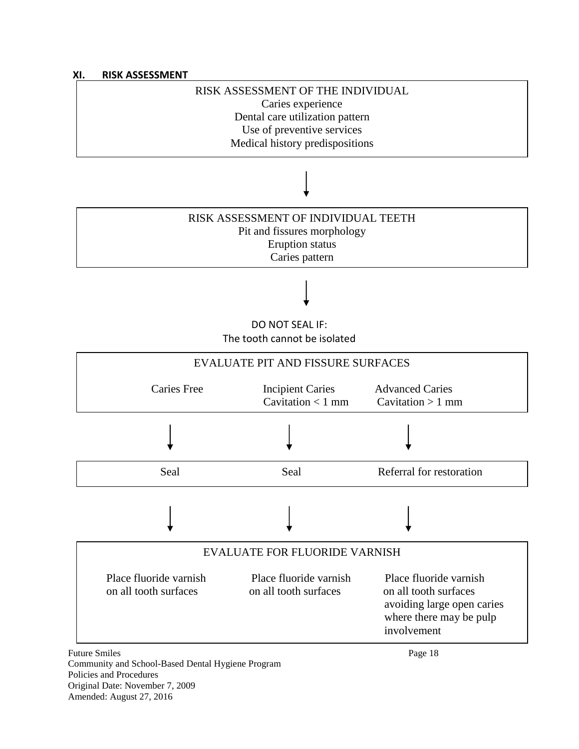## XI. RISK ASSESSMENT

**RISK ASSESSMENT OF THE INDIVIDUAL**

- Caries experience
- Dental care utilization pattern
- Use of preventive services
- Medical history predispositions

↓

**RISK ASSESSMENT OF INDIVIDUAL TEETH**

- Pit and fissures morphology
- Eruption status
- Caries pattern

↓

DO NOT SEAL IF:
The tooth cannot be isolated

| EVALUATE PIT AND FISSURE SURFACES | | |
|---|---|---|
| Caries Free | Incipient Caries Cavitation < 1 mm | Advanced Caries Cavitation > 1 mm |
| ↓ | ↓ | ↓ |
| Seal | Seal | Referral for restoration |
| ↓ | ↓ | ↓ |

| EVALUATE FOR FLUORIDE VARNISH | | |
|---|---|---|
| Place fluoride varnish on all tooth surfaces | Place fluoride varnish on all tooth surfaces | Place fluoride varnish on all tooth surfaces avoiding large open caries where there may be pulp involvement |

Future Smiles
Community and School-Based Dental Hygiene Program
Policies and Procedures
Original Date: November 7, 2009
Amended: August 27, 2016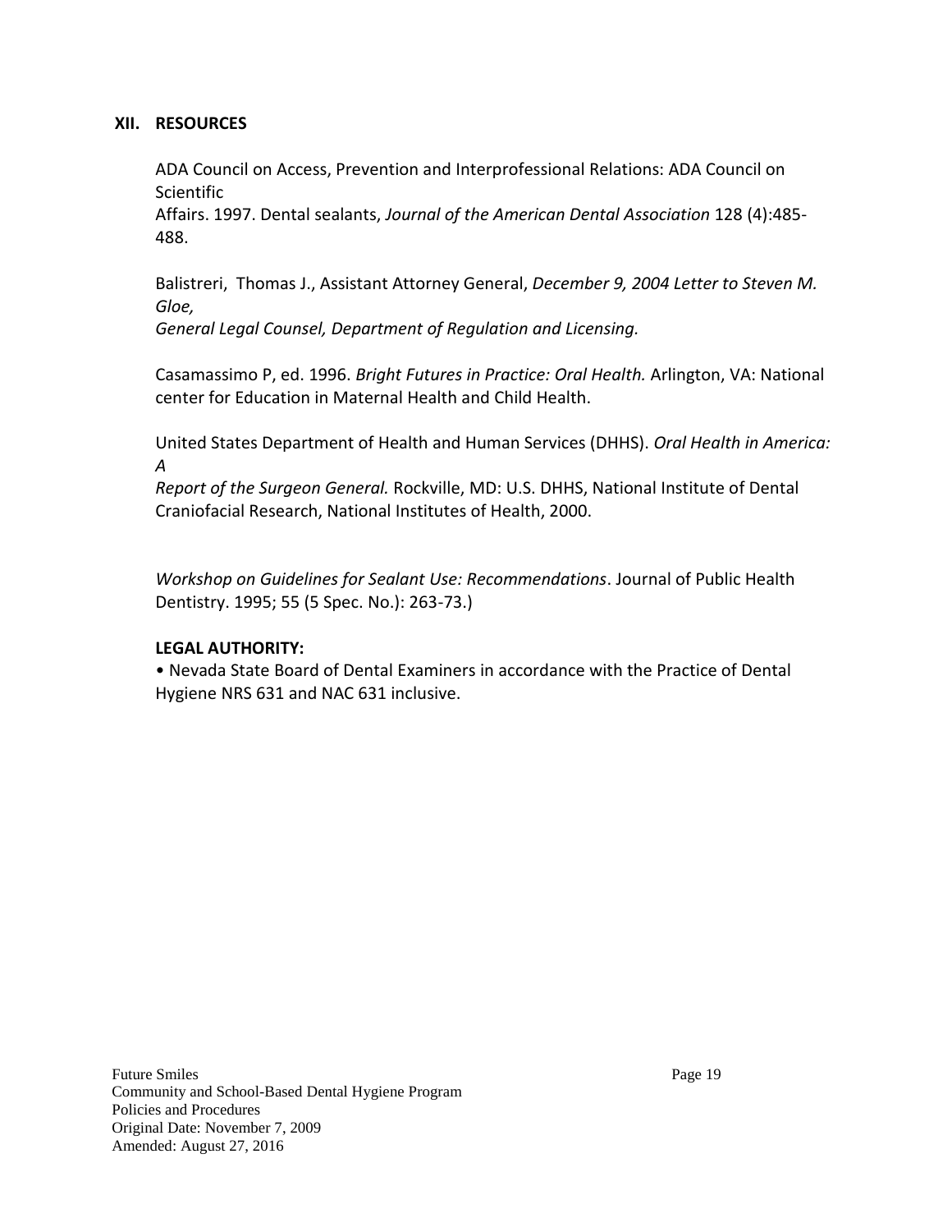## XII. RESOURCES

ADA Council on Access, Prevention and Interprofessional Relations: ADA Council on Scientific Affairs. 1997. Dental sealants, *Journal of the American Dental Association* 128 (4):485-488.

Balistreri, Thomas J., Assistant Attorney General, *December 9, 2004 Letter to Steven M. Gloe, General Legal Counsel, Department of Regulation and Licensing.*

Casamassimo P, ed. 1996. *Bright Futures in Practice: Oral Health.* Arlington, VA: National center for Education in Maternal Health and Child Health.

United States Department of Health and Human Services (DHHS). *Oral Health in America: A Report of the Surgeon General.* Rockville, MD: U.S. DHHS, National Institute of Dental Craniofacial Research, National Institutes of Health, 2000.

*Workshop on Guidelines for Sealant Use: Recommendations*. Journal of Public Health Dentistry. 1995; 55 (5 Spec. No.): 263-73.)

**LEGAL AUTHORITY:**

- Nevada State Board of Dental Examiners in accordance with the Practice of Dental Hygiene NRS 631 and NAC 631 inclusive.